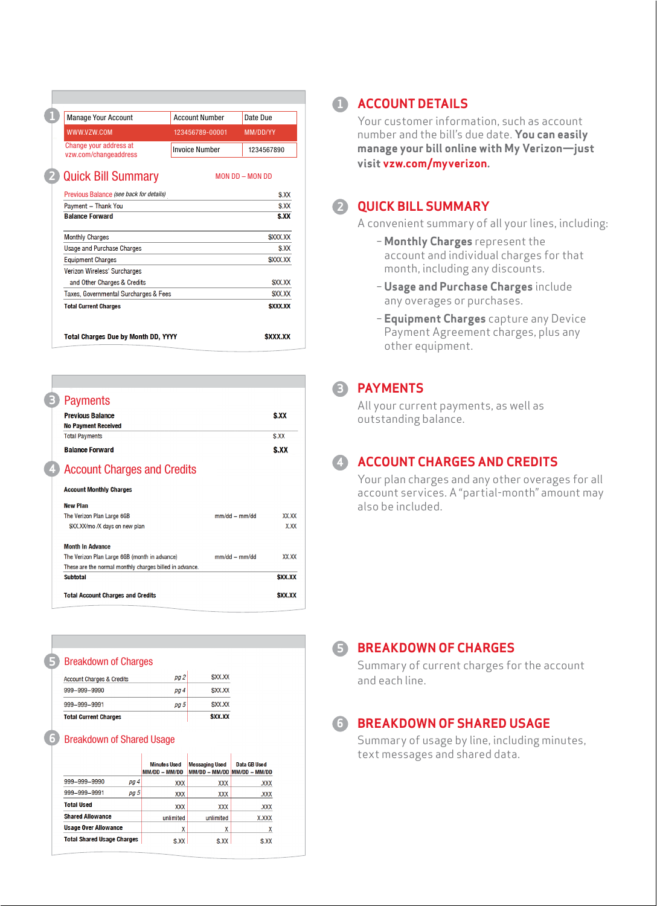## 1 Manage Your Account

| Manage Your Account | Account Number | Date Due |
|---|---|---|
| WWW.VZW.COM | 123456789-00001 | MM/DD/YY |
| Change your address at vzw.com/changeaddress | Invoice Number | 1234567890 |

## 2 Quick Bill Summary

MON DD – MON DD

| | |
|---|---|
| Previous Balance *(see back for details)* | $.XX |
| Payment – Thank You | $.XX |
| **Balance Forward** | **$.XX** |
| Monthly Charges | $XXX.XX |
| Usage and Purchase Charges | $.XX |
| Equipment Charges | $XXX.XX |
| Verizon Wireless' Surcharges and Other Charges & Credits | $XX.XX |
| Taxes, Governmental Surcharges & Fees | $XX.XX |
| **Total Current Charges** | **$XXX.XX** |
| **Total Charges Due by Month DD, YYYY** | **$XXX.XX** |

## 1 ACCOUNT DETAILS

Your customer information, such as account number and the bill's due date. **You can easily manage your bill online with My Verizon—just visit vzw.com/myverizon.**

## 2 QUICK BILL SUMMARY

A convenient summary of all your lines, including:

- **Monthly Charges** represent the account and individual charges for that month, including any discounts.
- **Usage and Purchase Charges** include any overages or purchases.
- **Equipment Charges** capture any Device Payment Agreement charges, plus any other equipment.

## 3 Payments

| | |
|---|---|
| **Previous Balance** | **$.XX** |
| **No Payment Received** | |
| Total Payments | $.XX |
| **Balance Forward** | **$.XX** |

## 4 Account Charges and Credits

| | | |
|---|---|---|
| **Account Monthly Charges** | | |
| **New Plan** | | |
| The Verizon Plan Large 6GB | mm/dd – mm/dd | XX.XX |
| $XX.XX/mo /X days on new plan | | X.XX |
| **Month In Advance** | | |
| The Verizon Plan Large 6GB (month in advance) | mm/dd – mm/dd | XX.XX |
| These are the normal monthly charges billed in advance. | | |
| **Subtotal** | | **$XX.XX** |
| **Total Account Charges and Credits** | | **$XX.XX** |

## 3 PAYMENTS

All your current payments, as well as outstanding balance.

## 4 ACCOUNT CHARGES AND CREDITS

Your plan charges and any other overages for all account services. A "partial-month" amount may also be included.

## 5 Breakdown of Charges

| | | |
|---|---|---|
| Account Charges & Credits | *pg 2* | $XX.XX |
| 999–999–9990 | *pg 4* | $XX.XX |
| 999–999–9991 | *pg 5* | $XX.XX |
| **Total Current Charges** | | **$XX.XX** |

## 6 Breakdown of Shared Usage

| | | Minutes Used MM/DD – MM/DD | Messaging Used MM/DD – MM/DD | Data GB Used MM/DD – MM/DD |
|---|---|---|---|---|
| 999–999–9990 | *pg 4* | XXX | XXX | .XXX |
| 999–999–9991 | *pg 5* | XXX | XXX | .XXX |
| **Total Used** | | XXX | XXX | .XXX |
| **Shared Allowance** | | unlimited | unlimited | X.XXX |
| **Usage Over Allowance** | | X | X | X |
| **Total Shared Usage Charges** | | $.XX | $.XX | $.XX |

## 5 BREAKDOWN OF CHARGES

Summary of current charges for the account and each line.

## 6 BREAKDOWN OF SHARED USAGE

Summary of usage by line, including minutes, text messages and shared data.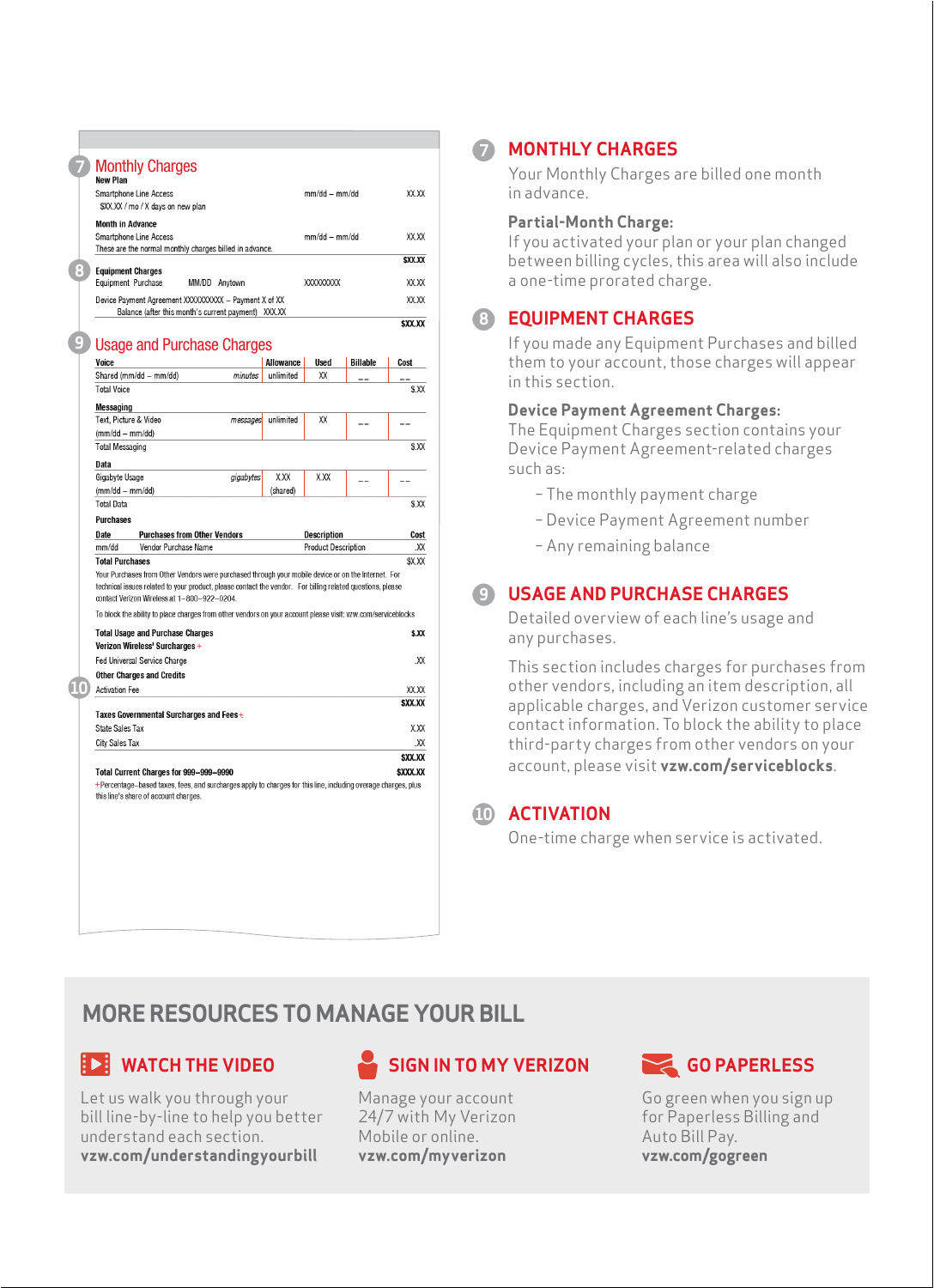## 7 Monthly Charges

**New Plan**

| | | |
|---|---|---|
| Smartphone Line Access<br>$XX.XX / mo / X days on new plan | mm/dd – mm/dd | XX.XX |

**Month in Advance**

| | | |
|---|---|---|
| Smartphone Line Access<br>These are the normal monthly charges billed in advance. | mm/dd – mm/dd | XX.XX |
| | | **$XX.XX** |

## 8 Equipment Charges

| | | |
|---|---|---|
| Equipment Purchase MM/DD Anytown | XXXXXXXXX | XX.XX |
| Device Payment Agreement XXXXXXXXXX – Payment X of XX<br>Balance (after this month's current payment) XXX.XX | | XX.XX |
| | | **$XX.XX** |

## 9 Usage and Purchase Charges

| Voice | | Allowance | Used | Billable | Cost |
|---|---|---|---|---|---|
| Shared (mm/dd – mm/dd) | minutes | unlimited | XX | -- | -- |
| Total Voice | | | | | $.XX |

| Messaging | | | | | |
|---|---|---|---|---|---|
| Text, Picture & Video (mm/dd – mm/dd) | messages | unlimited | XX | -- | -- |
| Total Messaging | | | | | $.XX |

| Data | | | | | |
|---|---|---|---|---|---|
| Gigabyte Usage (mm/dd – mm/dd) | gigabytes | X.XX (shared) | X.XX | -- | -- |
| Total Data | | | | | $.XX |

**Purchases**

| Date | Purchases from Other Vendors | Description | Cost |
|---|---|---|---|
| mm/dd | Vendor Purchase Name | Product Description | .XX |
| **Total Purchases** | | | $X.XX |

Your Purchases from Other Vendors were purchased through your mobile device or on the Internet. For technical issues related to your product, please contact the vendor. For billing related questions, please contact Verizon Wireless at 1–800–922–0204.

To block the ability to place charges from other vendors on your account please visit: vzw.com/serviceblocks

| | |
|---|---|
| **Total Usage and Purchase Charges** | **$.XX** |
| **Verizon Wireless' Surcharges +** | |
| Fed Universal Service Charge | .XX |
| **Other Charges and Credits** | |
| 10 Activation Fee | XX.XX |
| | **$XX.XX** |
| **Taxes Governmental Surcharges and Fees +** | |
| State Sales Tax | X.XX |
| City Sales Tax | .XX |
| | **$XX.XX** |
| **Total Current Charges for 999–999–9990** | **$XXX.XX** |

+Percentage–based taxes, fees, and surcharges apply to charges for this line, including overage charges, plus this line's share of account charges.

## 7 MONTHLY CHARGES

Your Monthly Charges are billed one month in advance.

**Partial-Month Charge:**
If you activated your plan or your plan changed between billing cycles, this area will also include a one-time prorated charge.

## 8 EQUIPMENT CHARGES

If you made any Equipment Purchases and billed them to your account, those charges will appear in this section.

**Device Payment Agreement Charges:**
The Equipment Charges section contains your Device Payment Agreement-related charges such as:

- The monthly payment charge
- Device Payment Agreement number
- Any remaining balance

## 9 USAGE AND PURCHASE CHARGES

Detailed overview of each line's usage and any purchases.

This section includes charges for purchases from other vendors, including an item description, all applicable charges, and Verizon customer service contact information. To block the ability to place third-party charges from other vendors on your account, please visit **vzw.com/serviceblocks**.

## 10 ACTIVATION

One-time charge when service is activated.

# MORE RESOURCES TO MANAGE YOUR BILL

### WATCH THE VIDEO

Let us walk you through your bill line-by-line to help you better understand each section.
**vzw.com/understandingyourbill**

### SIGN IN TO MY VERIZON

Manage your account 24/7 with My Verizon Mobile or online.
**vzw.com/myverizon**

### GO PAPERLESS

Go green when you sign up for Paperless Billing and Auto Bill Pay.
**vzw.com/gogreen**